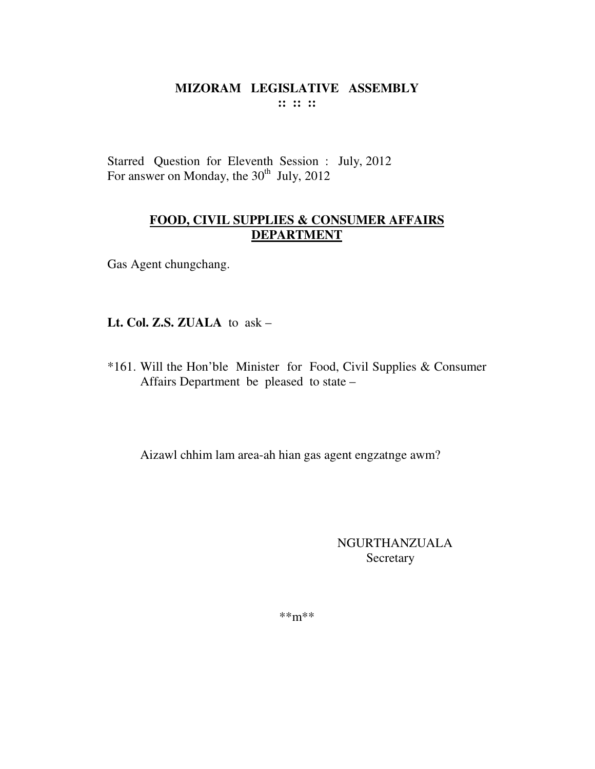# MIZORAM LEGISLATIVE ASSEMBLY

:: :: ::

Starred Question for Eleventh Session : July, 2012
For answer on Monday, the 30th July, 2012

## FOOD, CIVIL SUPPLIES & CONSUMER AFFAIRS DEPARTMENT

Gas Agent chungchang.

**Lt. Col. Z.S. ZUALA** to ask –

*161. Will the Hon'ble Minister for Food, Civil Supplies & Consumer Affairs Department be pleased to state –

Aizawl chhim lam area-ah hian gas agent engzatnge awm?

NGURTHANZUALA
Secretary

**m**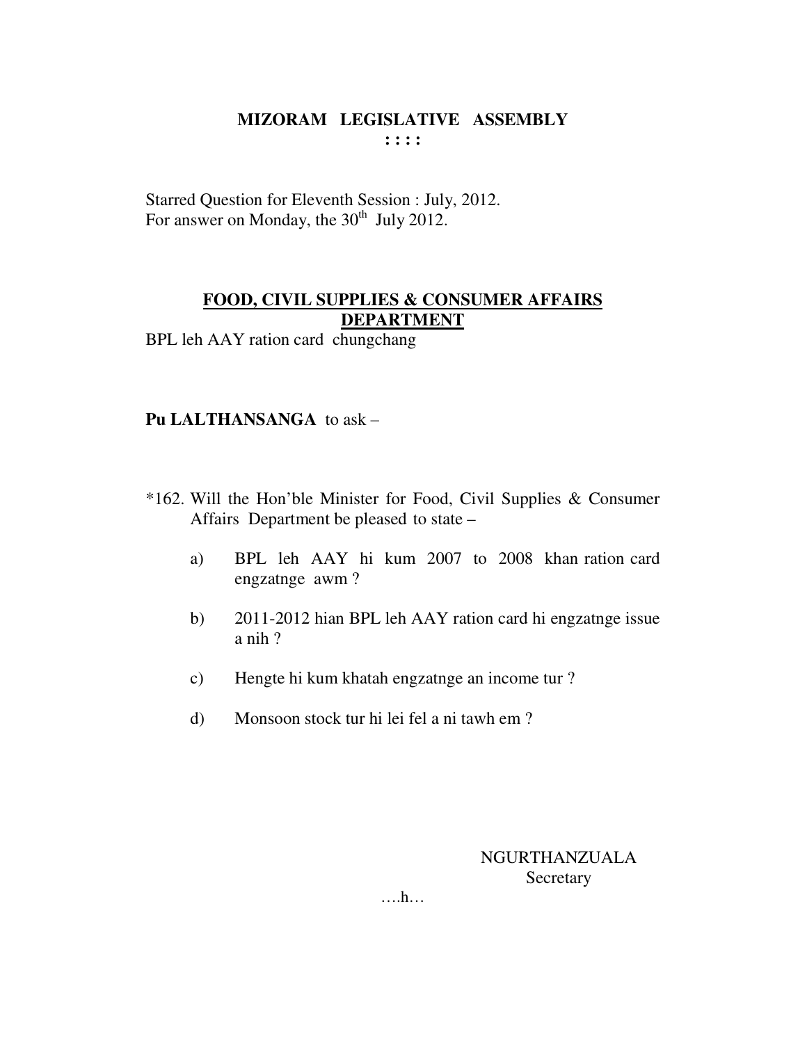# MIZORAM LEGISLATIVE ASSEMBLY

**: : : :**

Starred Question for Eleventh Session : July, 2012.
For answer on Monday, the 30th July 2012.

## FOOD, CIVIL SUPPLIES & CONSUMER AFFAIRS DEPARTMENT

BPL leh AAY ration card chungchang

**Pu LALTHANSANGA** to ask –

*162. Will the Hon'ble Minister for Food, Civil Supplies & Consumer Affairs Department be pleased to state –

a) BPL leh AAY hi kum 2007 to 2008 khan ration card engzatnge awm ?

b) 2011-2012 hian BPL leh AAY ration card hi engzatnge issue a nih ?

c) Hengte hi kum khatah engzatnge an income tur ?

d) Monsoon stock tur hi lei fel a ni tawh em ?

NGURTHANZUALA
Secretary

….h…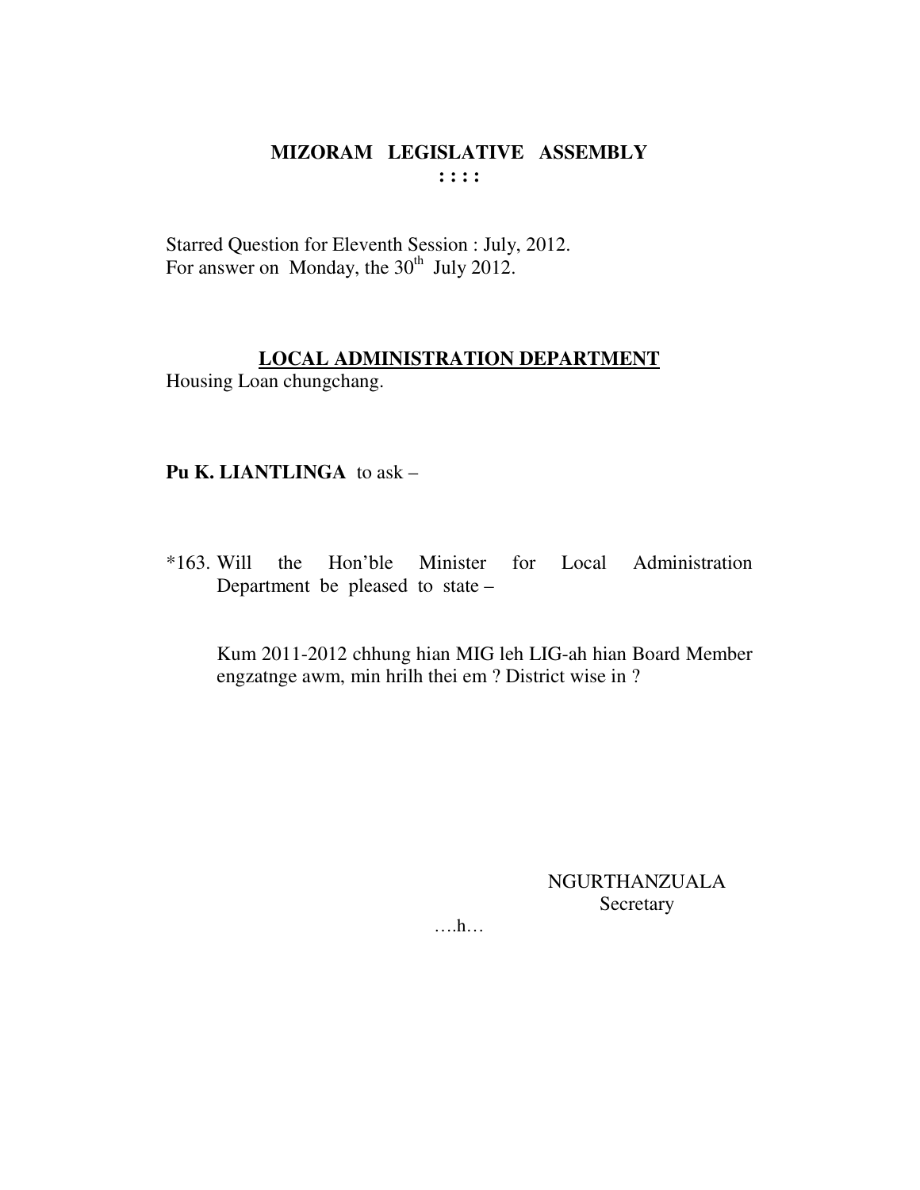# MIZORAM LEGISLATIVE ASSEMBLY

**: : : :**

Starred Question for Eleventh Session : July, 2012.
For answer on Monday, the 30th July 2012.

## LOCAL ADMINISTRATION DEPARTMENT

Housing Loan chungchang.

**Pu K. LIANTLINGA** to ask –

*163. Will the Hon'ble Minister for Local Administration Department be pleased to state –

Kum 2011-2012 chhung hian MIG leh LIG-ah hian Board Member engzatnge awm, min hrilh thei em ? District wise in ?

NGURTHANZUALA
Secretary

….h…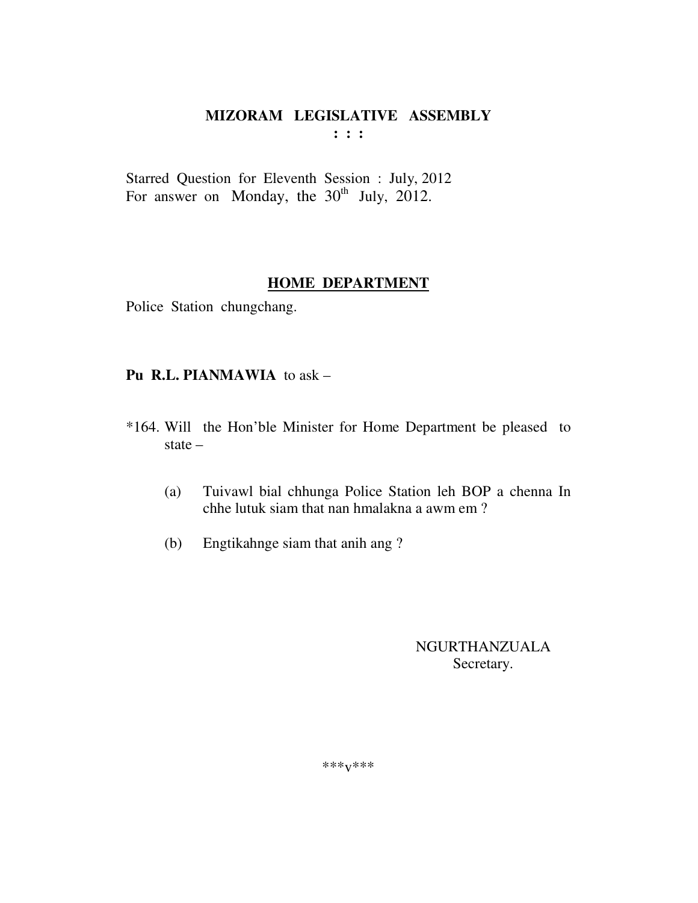# MIZORAM LEGISLATIVE ASSEMBLY

**: : :**

Starred Question for Eleventh Session : July, 2012
For answer on Monday, the 30th July, 2012.

## HOME DEPARTMENT

Police Station chungchang.

**Pu R.L. PIANMAWIA** to ask –

*164. Will the Hon'ble Minister for Home Department be pleased to state –

(a) Tuivawl bial chhunga Police Station leh BOP a chenna In chhe lutuk siam that nan hmalakna a awm em ?

(b) Engtikahnge siam that anih ang ?

NGURTHANZUALA
Secretary.

***v***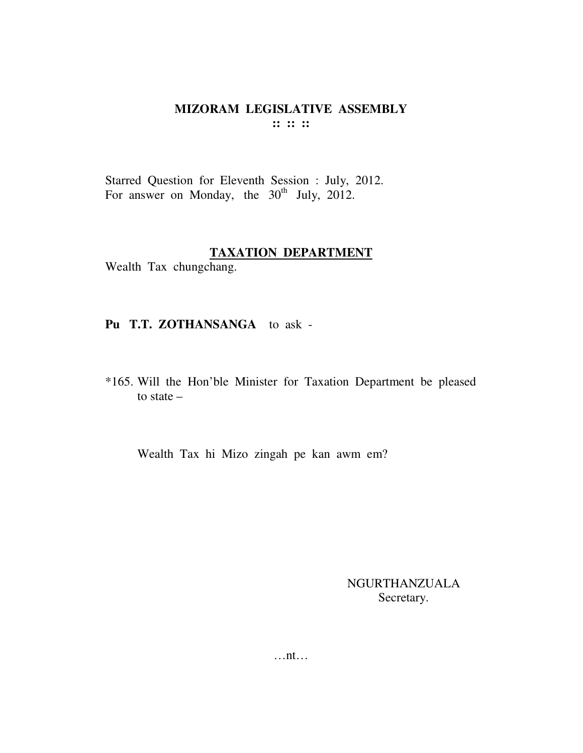# MIZORAM LEGISLATIVE ASSEMBLY

:: :: ::

Starred Question for Eleventh Session : July, 2012.
For answer on Monday, the 30th July, 2012.

## TAXATION DEPARTMENT

Wealth Tax chungchang.

**Pu T.T. ZOTHANSANGA** to ask -

*165. Will the Hon'ble Minister for Taxation Department be pleased to state –

Wealth Tax hi Mizo zingah pe kan awm em?

NGURTHANZUALA
Secretary.

…nt…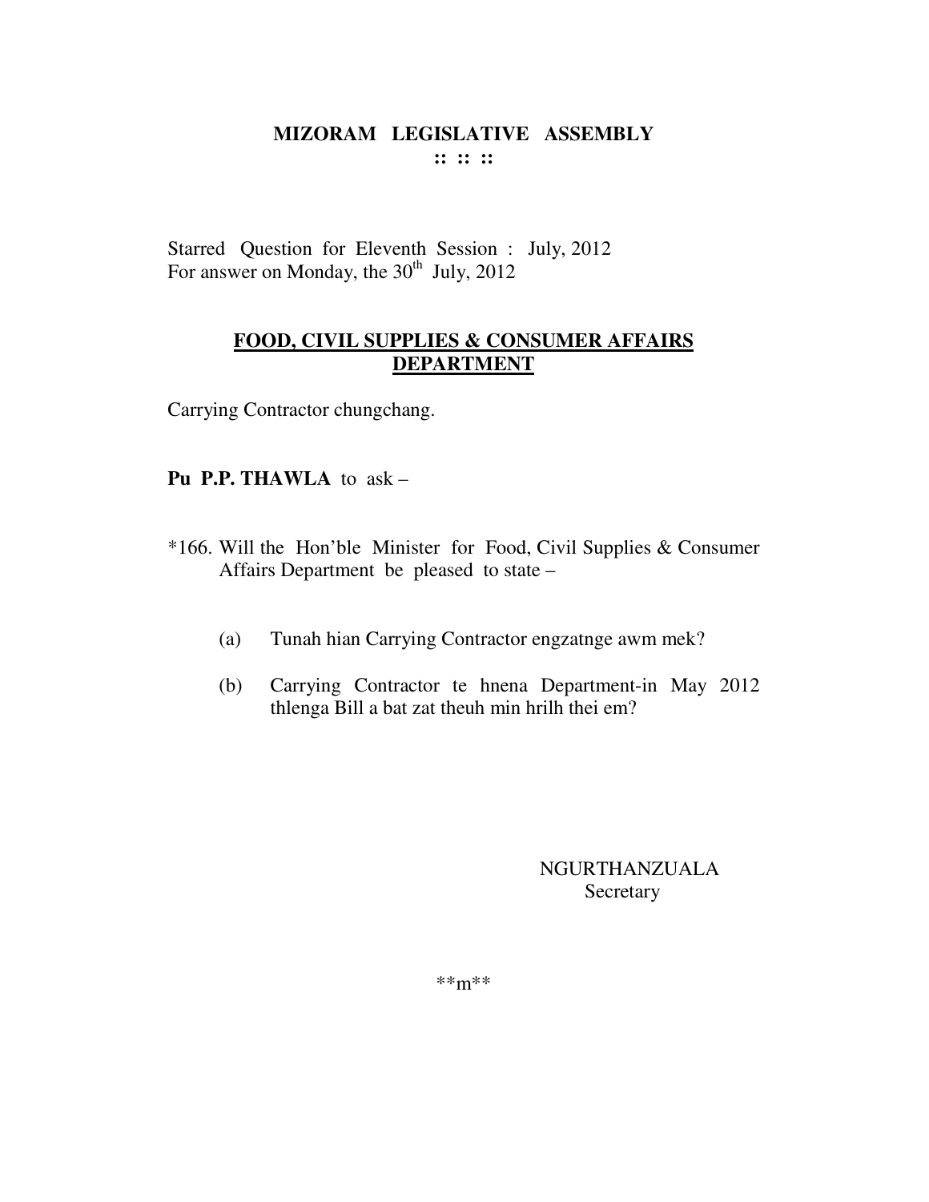# MIZORAM LEGISLATIVE ASSEMBLY

**:: :: ::**

Starred Question for Eleventh Session : July, 2012
For answer on Monday, the 30th July, 2012

## FOOD, CIVIL SUPPLIES & CONSUMER AFFAIRS DEPARTMENT

Carrying Contractor chungchang.

**Pu P.P. THAWLA** to ask –

*166. Will the Hon'ble Minister for Food, Civil Supplies & Consumer Affairs Department be pleased to state –

(a) Tunah hian Carrying Contractor engzatnge awm mek?

(b) Carrying Contractor te hnena Department-in May 2012 thlenga Bill a bat zat theuh min hrilh thei em?

NGURTHANZUALA
Secretary

**m**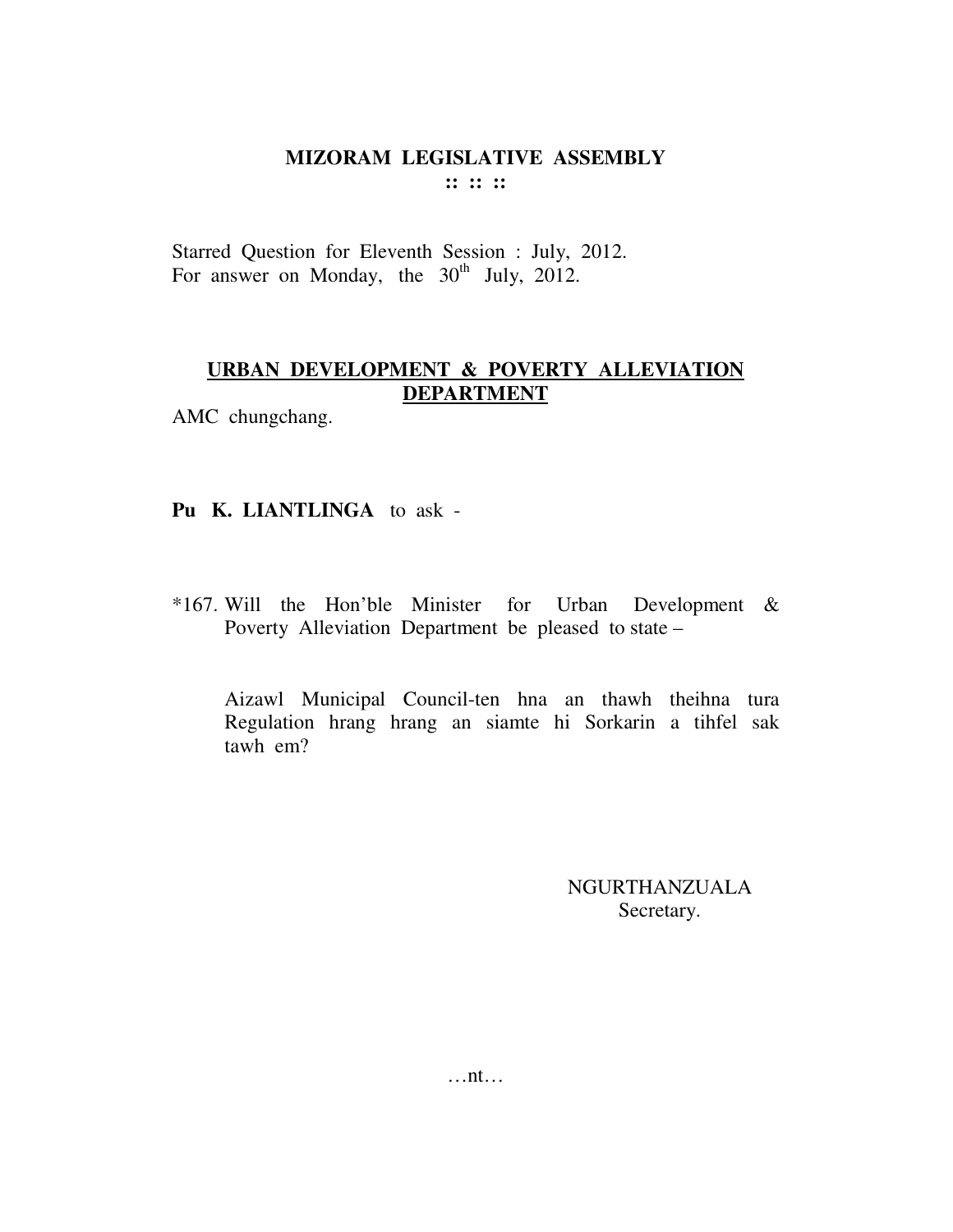# MIZORAM LEGISLATIVE ASSEMBLY

**:: :: ::**

Starred Question for Eleventh Session : July, 2012.
For answer on Monday, the 30th July, 2012.

## URBAN DEVELOPMENT & POVERTY ALLEVIATION DEPARTMENT

AMC chungchang.

**Pu K. LIANTLINGA** to ask -

*167. Will the Hon'ble Minister for Urban Development & Poverty Alleviation Department be pleased to state –

Aizawl Municipal Council-ten hna an thawh theihna tura Regulation hrang hrang an siamte hi Sorkarin a tihfel sak tawh em?

NGURTHANZUALA
Secretary.

…nt…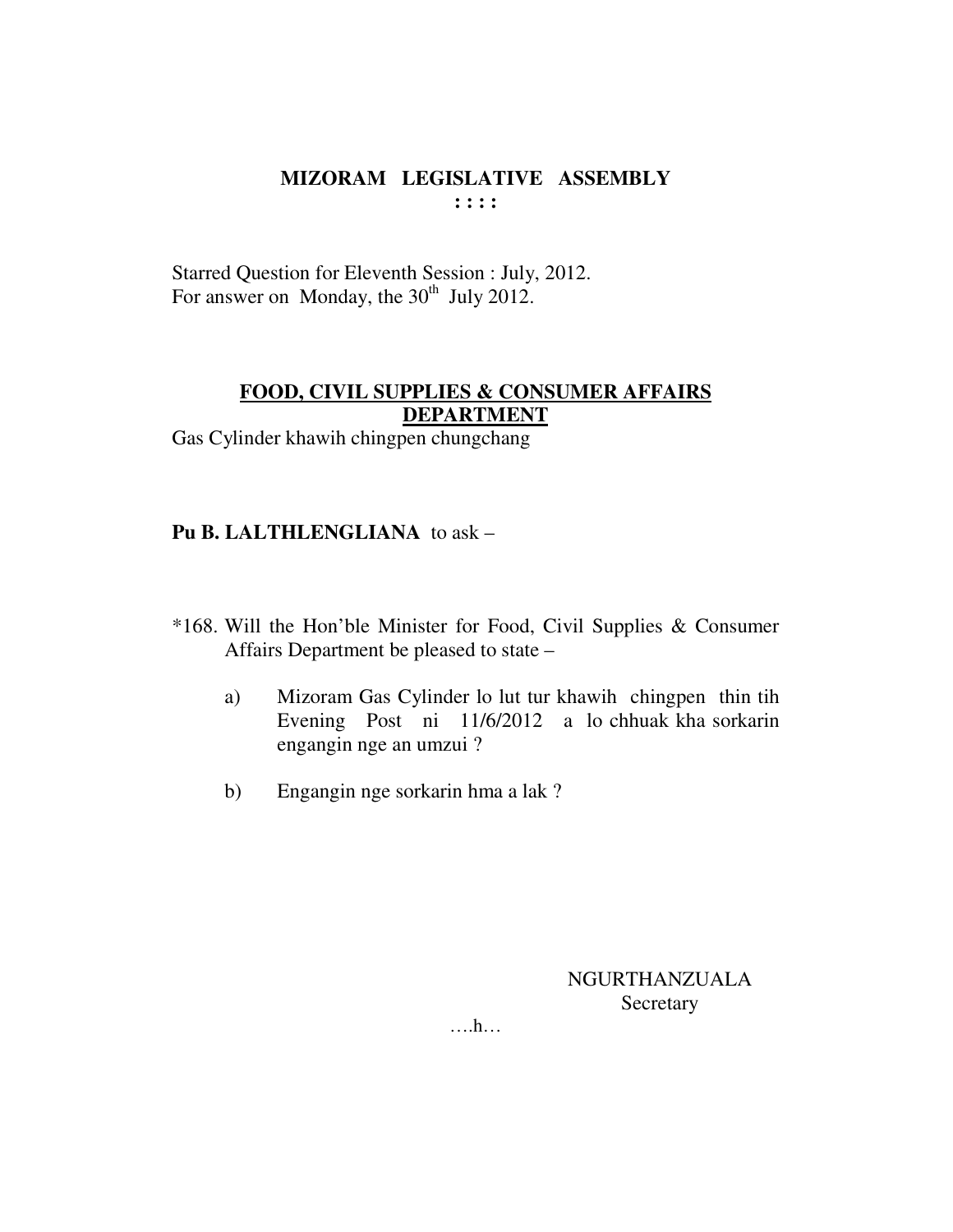# MIZORAM LEGISLATIVE ASSEMBLY

**: : : :**

Starred Question for Eleventh Session : July, 2012.
For answer on Monday, the 30th July 2012.

## FOOD, CIVIL SUPPLIES & CONSUMER AFFAIRS DEPARTMENT

Gas Cylinder khawih chingpen chungchang

**Pu B. LALTHLENGLIANA** to ask –

*168. Will the Hon'ble Minister for Food, Civil Supplies & Consumer Affairs Department be pleased to state –

a) Mizoram Gas Cylinder lo lut tur khawih chingpen thin tih Evening Post ni 11/6/2012 a lo chhuak kha sorkarin engangin nge an umzui ?

b) Engangin nge sorkarin hma a lak ?

NGURTHANZUALA
Secretary

….h…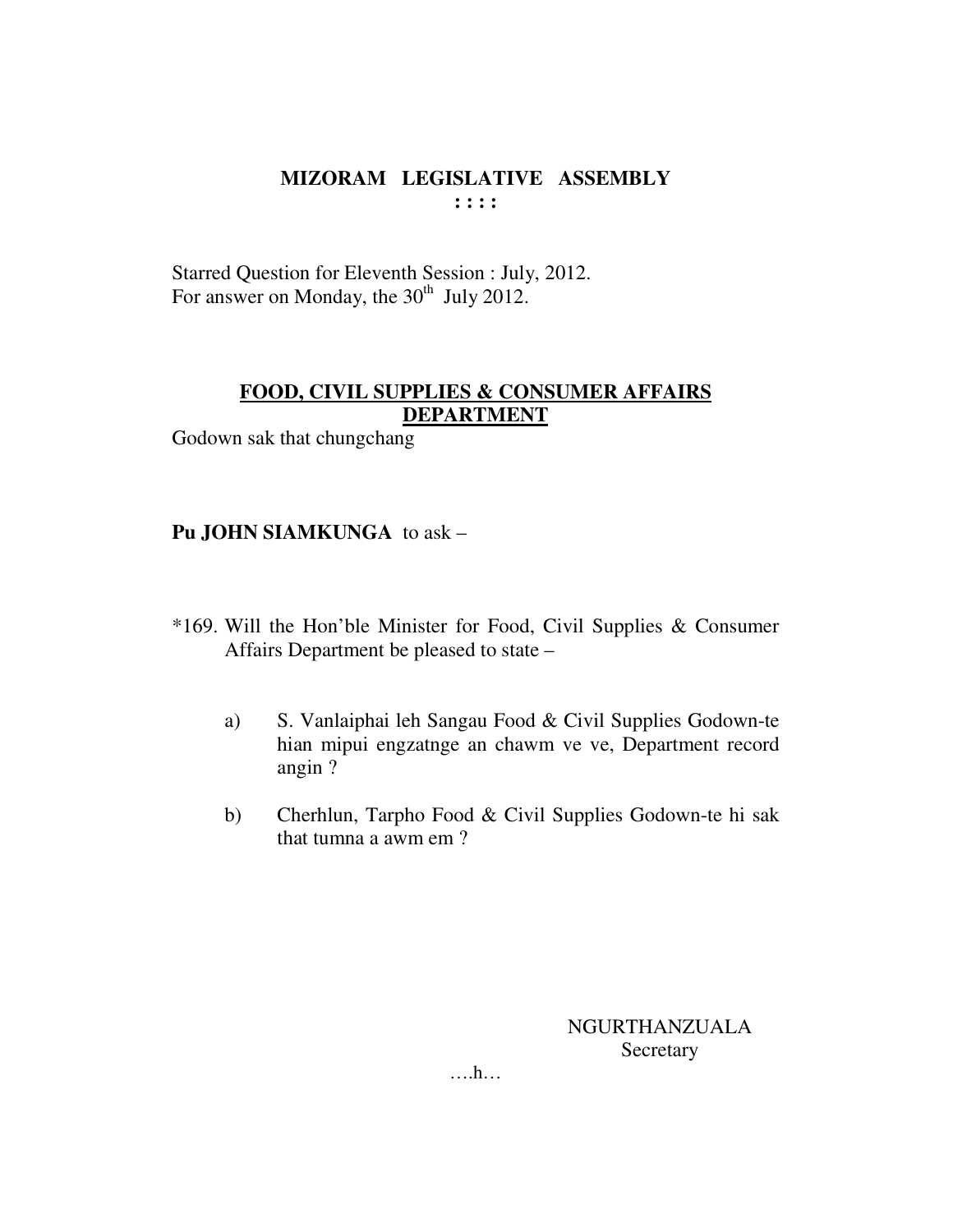# MIZORAM LEGISLATIVE ASSEMBLY

**: : : :**

Starred Question for Eleventh Session : July, 2012.
For answer on Monday, the 30th July 2012.

## FOOD, CIVIL SUPPLIES & CONSUMER AFFAIRS DEPARTMENT

Godown sak that chungchang

**Pu JOHN SIAMKUNGA** to ask –

*169. Will the Hon'ble Minister for Food, Civil Supplies & Consumer Affairs Department be pleased to state –

a) S. Vanlaiphai leh Sangau Food & Civil Supplies Godown-te hian mipui engzatnge an chawm ve ve, Department record angin ?

b) Cherhlun, Tarpho Food & Civil Supplies Godown-te hi sak that tumna a awm em ?

NGURTHANZUALA
Secretary

….h…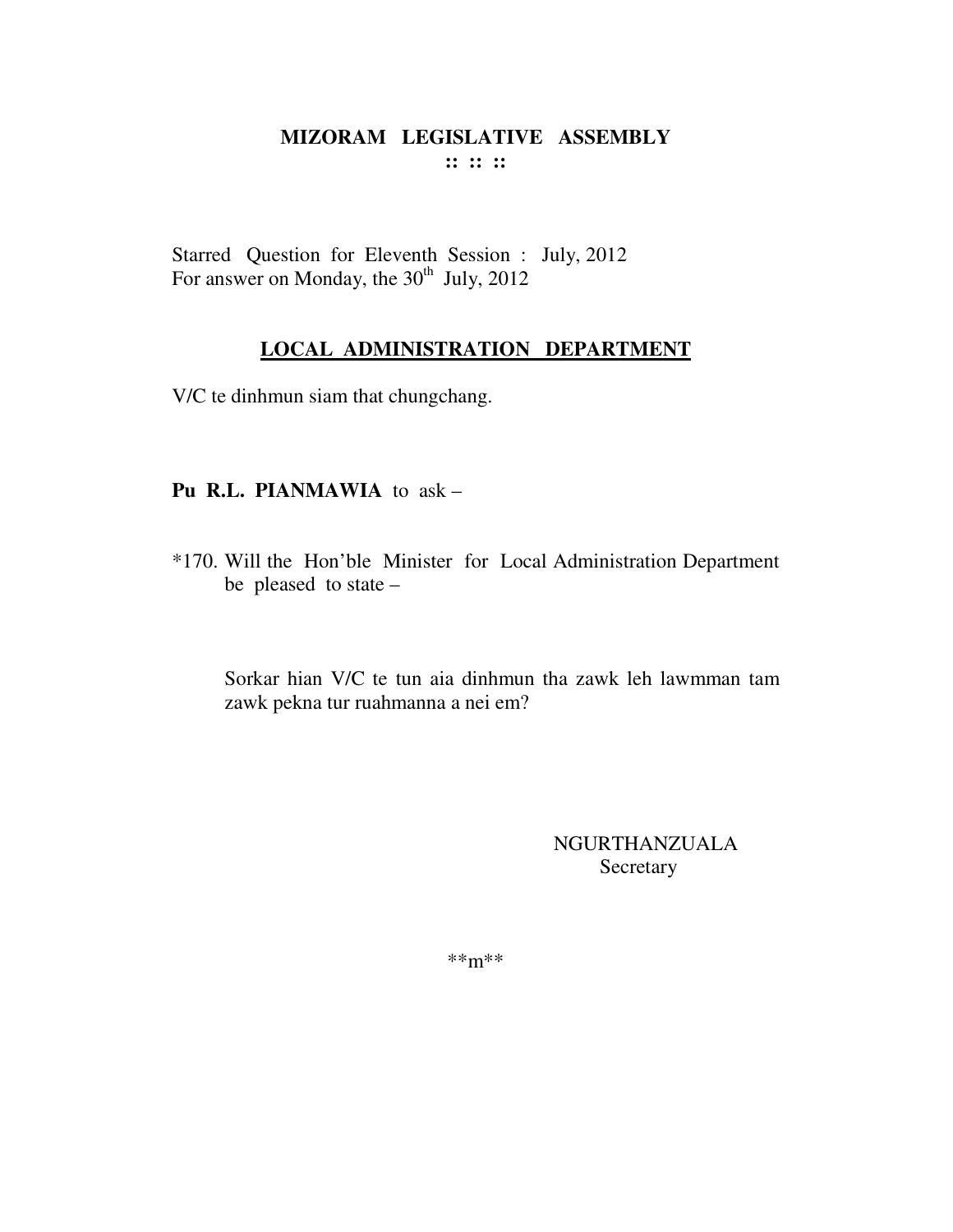# MIZORAM LEGISLATIVE ASSEMBLY

**:: :: ::**

Starred Question for Eleventh Session : July, 2012
For answer on Monday, the 30th July, 2012

## LOCAL ADMINISTRATION DEPARTMENT

V/C te dinhmun siam that chungchang.

**Pu R.L. PIANMAWIA** to ask –

*170. Will the Hon'ble Minister for Local Administration Department be pleased to state –

Sorkar hian V/C te tun aia dinhmun tha zawk leh lawmman tam zawk pekna tur ruahmanna a nei em?

NGURTHANZUALA
Secretary

**m**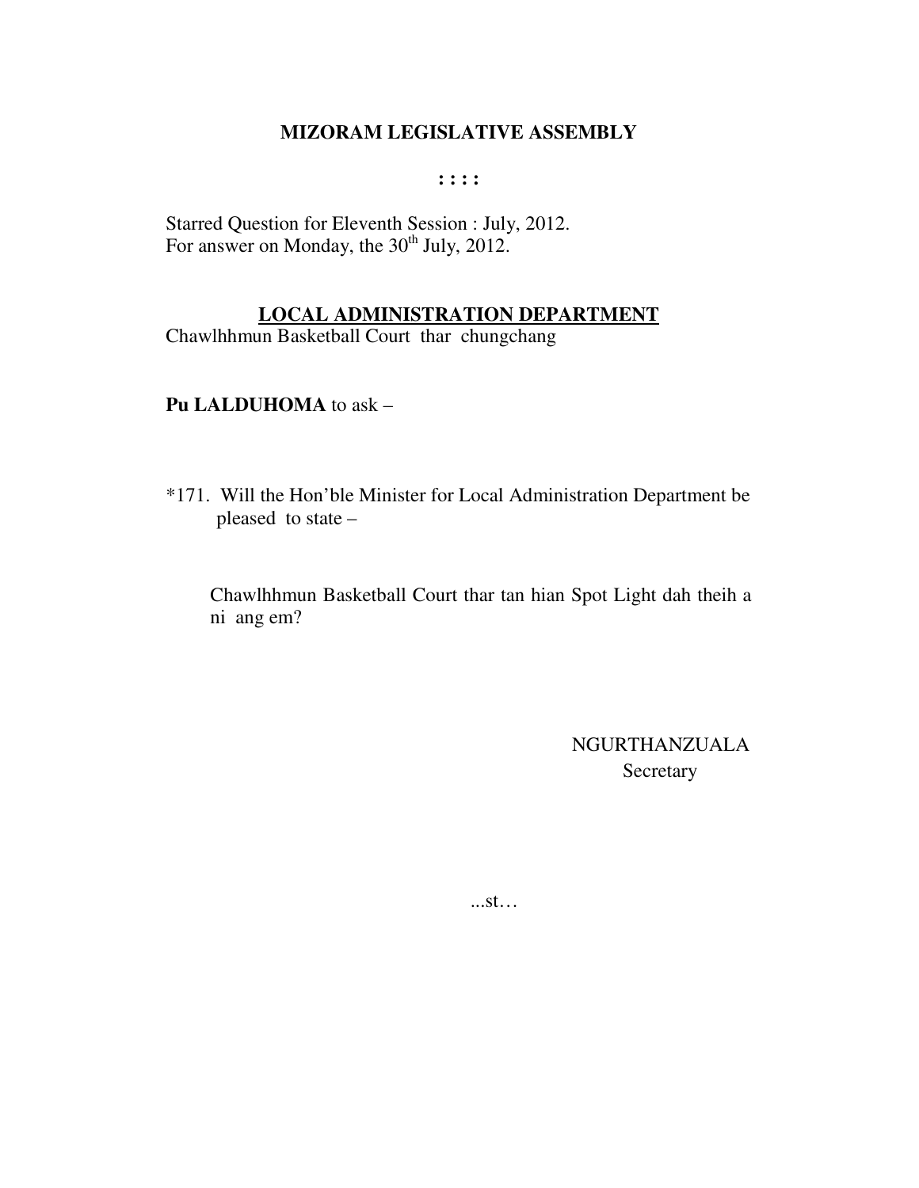# MIZORAM LEGISLATIVE ASSEMBLY

**: : : :**

Starred Question for Eleventh Session : July, 2012.
For answer on Monday, the 30th July, 2012.

## LOCAL ADMINISTRATION DEPARTMENT

Chawlhhmun Basketball Court thar chungchang

**Pu LALDUHOMA** to ask –

*171. Will the Hon'ble Minister for Local Administration Department be pleased to state –

Chawlhhmun Basketball Court thar tan hian Spot Light dah theih a ni ang em?

NGURTHANZUALA
Secretary

...st…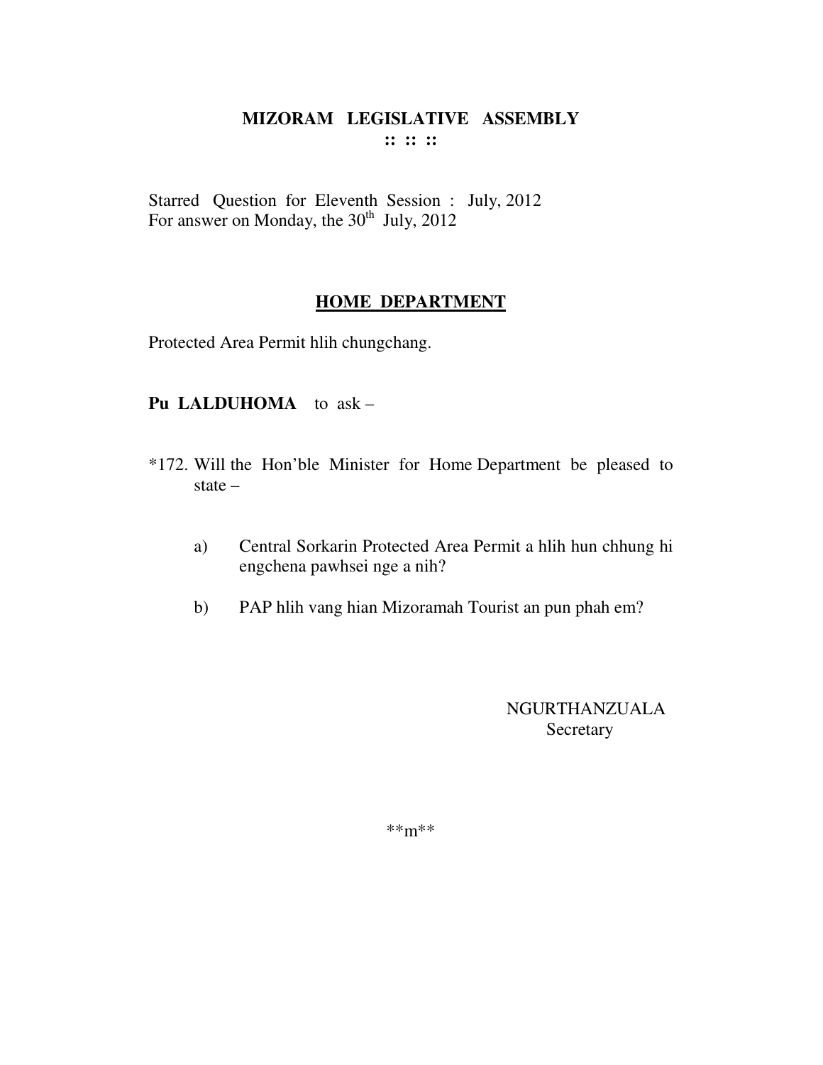# MIZORAM LEGISLATIVE ASSEMBLY

**:: :: ::**

Starred Question for Eleventh Session : July, 2012
For answer on Monday, the 30th July, 2012

## HOME DEPARTMENT

Protected Area Permit hlih chungchang.

**Pu LALDUHOMA** to ask –

*172. Will the Hon'ble Minister for Home Department be pleased to state –

a) Central Sorkarin Protected Area Permit a hlih hun chhung hi engchena pawhsei nge a nih?

b) PAP hlih vang hian Mizoramah Tourist an pun phah em?

NGURTHANZUALA
Secretary

**m**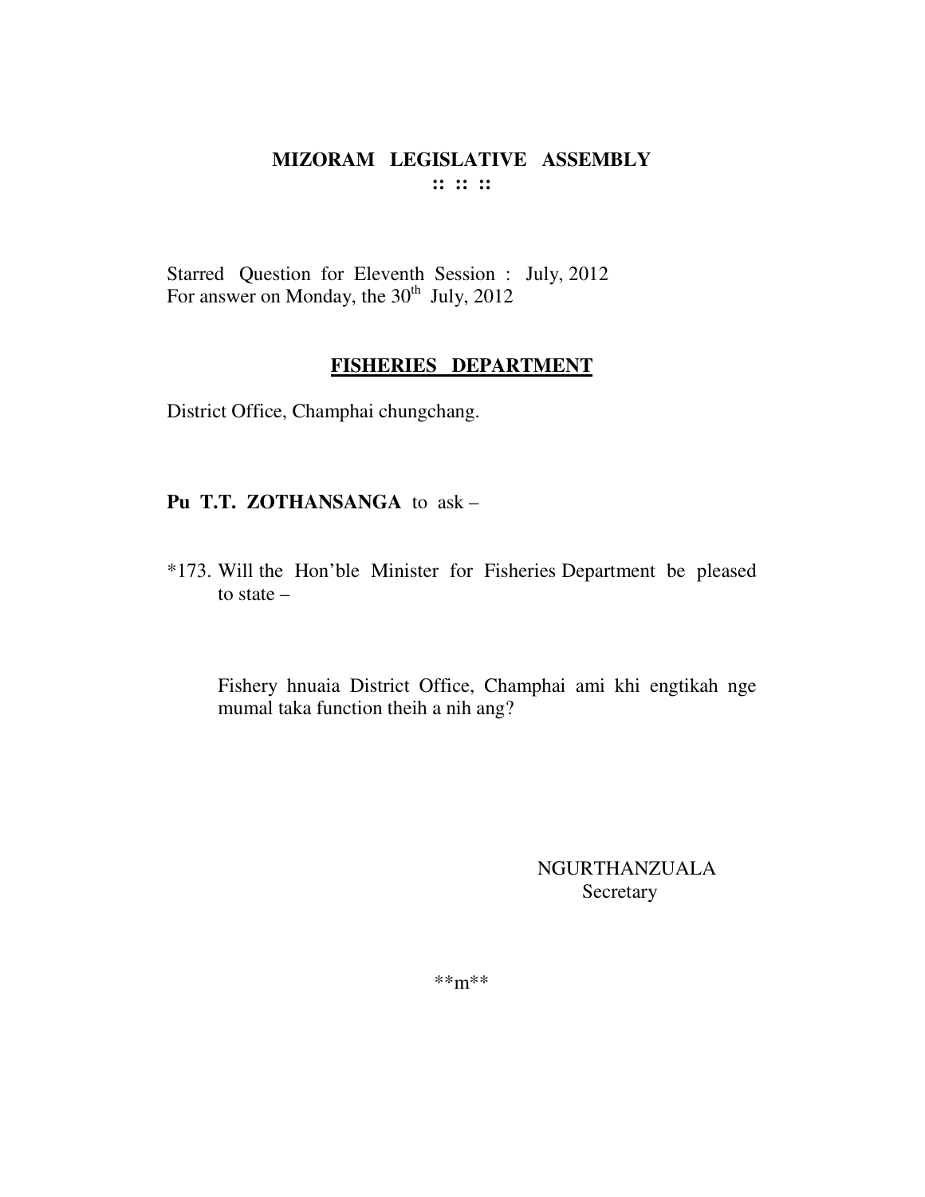**MIZORAM LEGISLATIVE ASSEMBLY**
**:: :: ::**

Starred Question for Eleventh Session : July, 2012
For answer on Monday, the 30th July, 2012

**FISHERIES DEPARTMENT**

District Office, Champhai chungchang.

**Pu T.T. ZOTHANSANGA** to ask –

*173. Will the Hon'ble Minister for Fisheries Department be pleased to state –

Fishery hnuaia District Office, Champhai ami khi engtikah nge mumal taka function theih a nih ang?

NGURTHANZUALA
Secretary

**m**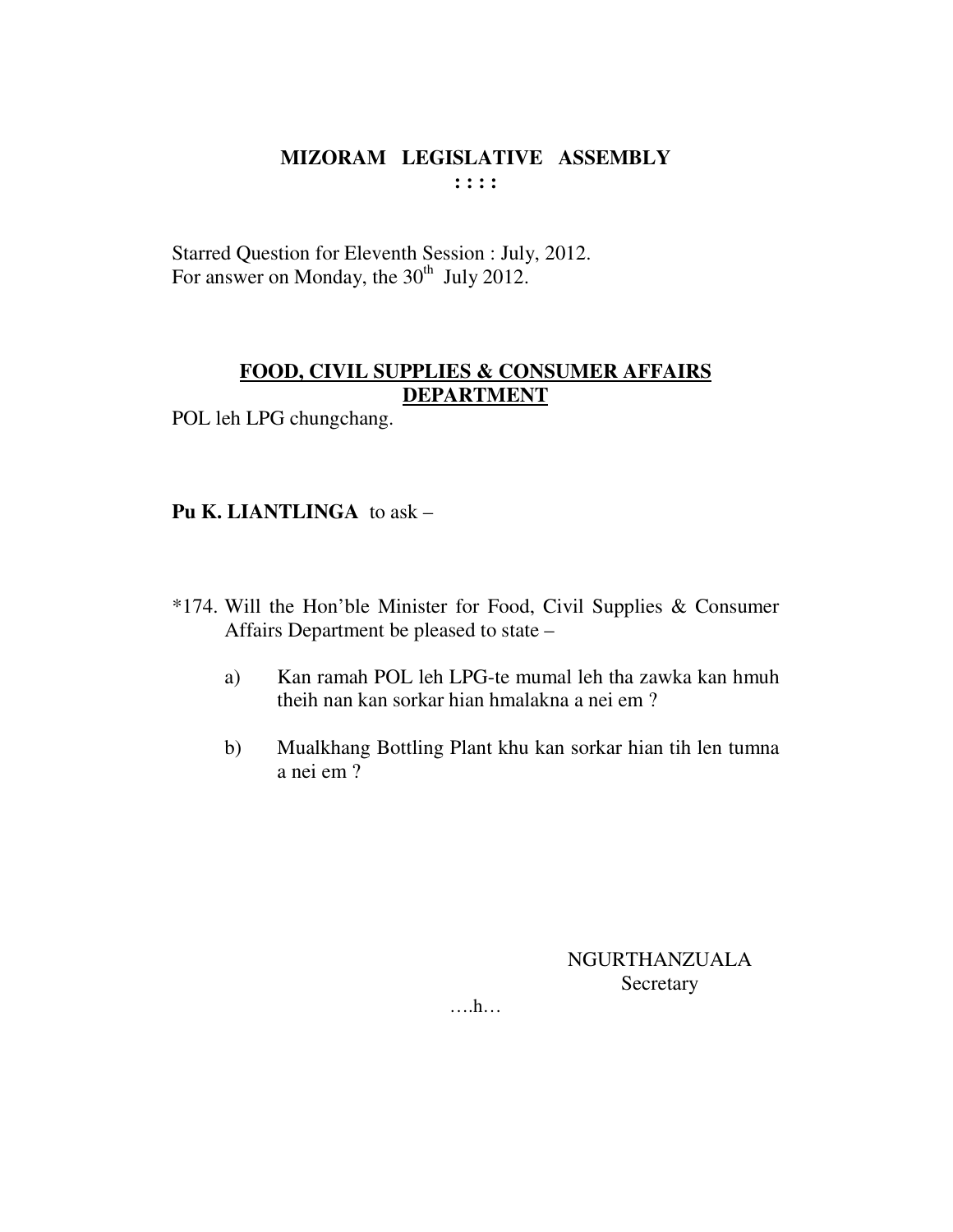# MIZORAM LEGISLATIVE ASSEMBLY

: : : :

Starred Question for Eleventh Session : July, 2012.
For answer on Monday, the 30th July 2012.

## FOOD, CIVIL SUPPLIES & CONSUMER AFFAIRS DEPARTMENT

POL leh LPG chungchang.

**Pu K. LIANTLINGA** to ask –

*174. Will the Hon'ble Minister for Food, Civil Supplies & Consumer Affairs Department be pleased to state –

a) Kan ramah POL leh LPG-te mumal leh tha zawka kan hmuh theih nan kan sorkar hian hmalakna a nei em ?

b) Mualkhang Bottling Plant khu kan sorkar hian tih len tumna a nei em ?

NGURTHANZUALA
Secretary

….h…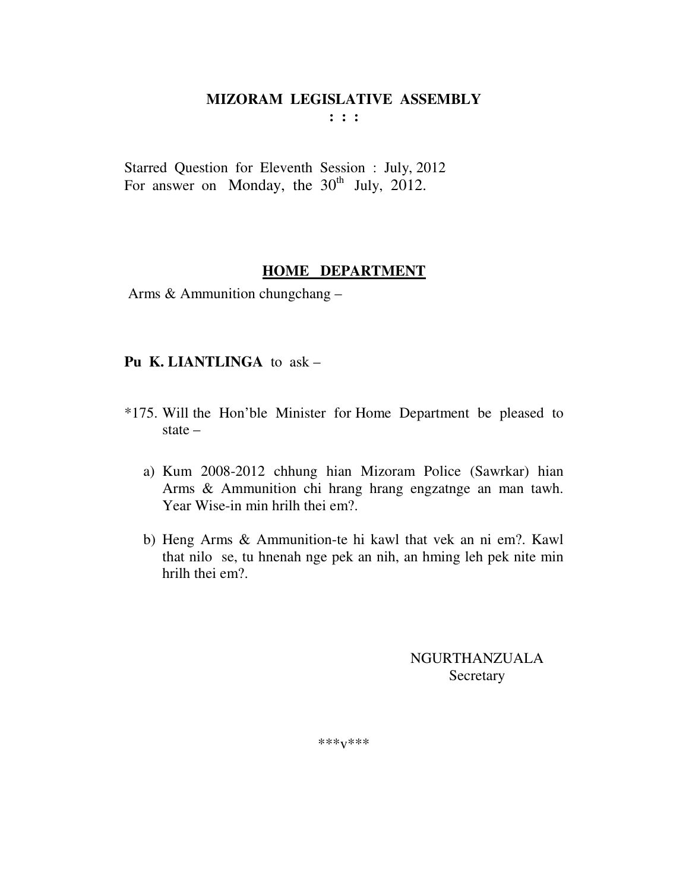# MIZORAM LEGISLATIVE ASSEMBLY

: : :

Starred Question for Eleventh Session : July, 2012
For answer on Monday, the 30th July, 2012.

## HOME DEPARTMENT

Arms & Ammunition chungchang –

**Pu K. LIANTLINGA** to ask –

*175. Will the Hon'ble Minister for Home Department be pleased to state –

a) Kum 2008-2012 chhung hian Mizoram Police (Sawrkar) hian Arms & Ammunition chi hrang hrang engzatnge an man tawh. Year Wise-in min hrilh thei em?.

b) Heng Arms & Ammunition-te hi kawl that vek an ni em?. Kawl that nilo se, tu hnenah nge pek an nih, an hming leh pek nite min hrilh thei em?.

NGURTHANZUALA
Secretary

\*\*\*v\*\*\*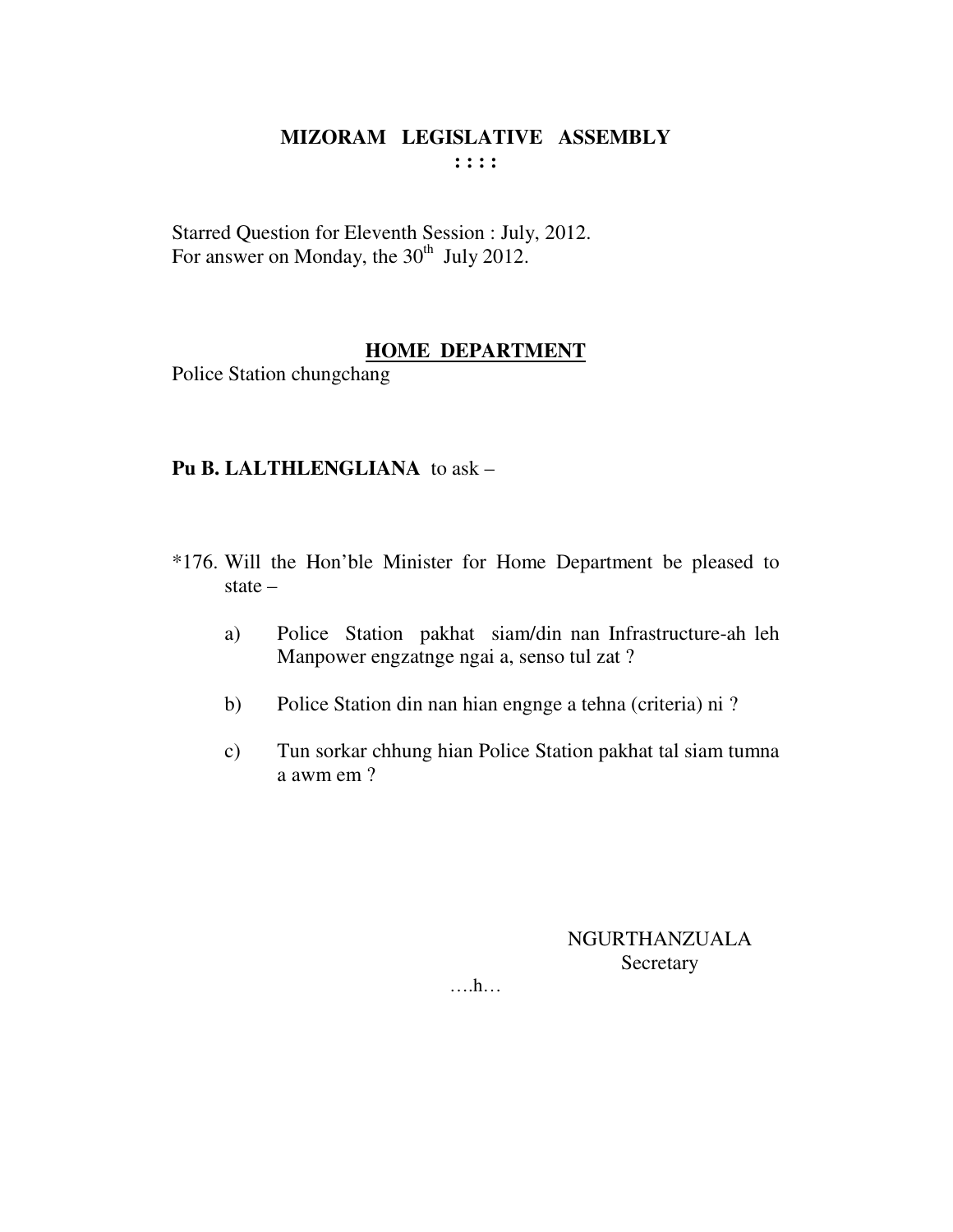# MIZORAM LEGISLATIVE ASSEMBLY

: : : :

Starred Question for Eleventh Session : July, 2012.
For answer on Monday, the 30th July 2012.

## HOME DEPARTMENT

Police Station chungchang

**Pu B. LALTHLENGLIANA** to ask –

*176. Will the Hon'ble Minister for Home Department be pleased to state –

a) Police Station pakhat siam/din nan Infrastructure-ah leh Manpower engzatnge ngai a, senso tul zat ?

b) Police Station din nan hian engnge a tehna (criteria) ni ?

c) Tun sorkar chhung hian Police Station pakhat tal siam tumna a awm em ?

NGURTHANZUALA
Secretary

….h…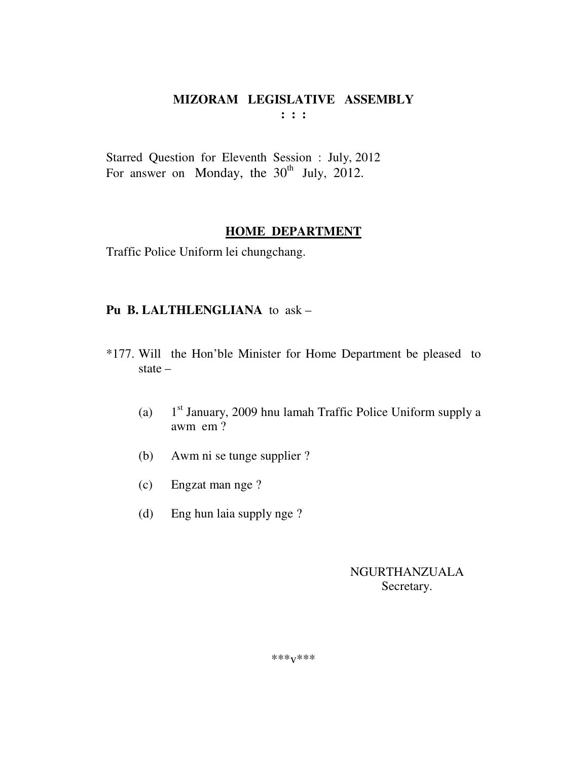# MIZORAM LEGISLATIVE ASSEMBLY
**: : :**

Starred Question for Eleventh Session : July, 2012
For answer on Monday, the 30th July, 2012.

## HOME DEPARTMENT

Traffic Police Uniform lei chungchang.

**Pu B. LALTHLENGLIANA** to ask –

*177. Will the Hon'ble Minister for Home Department be pleased to state –

(a) 1st January, 2009 hnu lamah Traffic Police Uniform supply a awm em ?

(b) Awm ni se tunge supplier ?

(c) Engzat man nge ?

(d) Eng hun laia supply nge ?

NGURTHANZUALA
Secretary.

***v***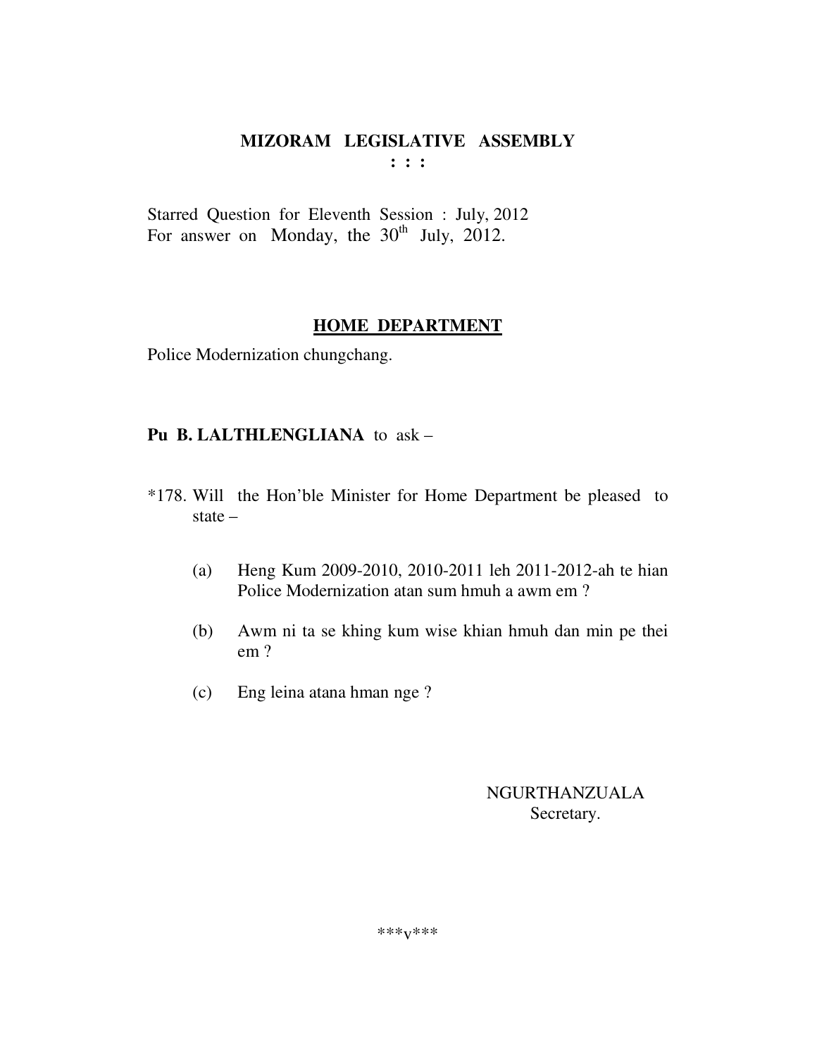**MIZORAM LEGISLATIVE ASSEMBLY**
**: : :**

Starred Question for Eleventh Session : July, 2012
For answer on Monday, the 30th July, 2012.

**<u>HOME DEPARTMENT</u>**

Police Modernization chungchang.

**Pu B. LALTHLENGLIANA** to ask –

*178. Will the Hon'ble Minister for Home Department be pleased to state –

(a) Heng Kum 2009-2010, 2010-2011 leh 2011-2012-ah te hian Police Modernization atan sum hmuh a awm em ?

(b) Awm ni ta se khing kum wise khian hmuh dan min pe thei em ?

(c) Eng leina atana hman nge ?

NGURTHANZUALA
Secretary.

\*\*\*v\*\*\*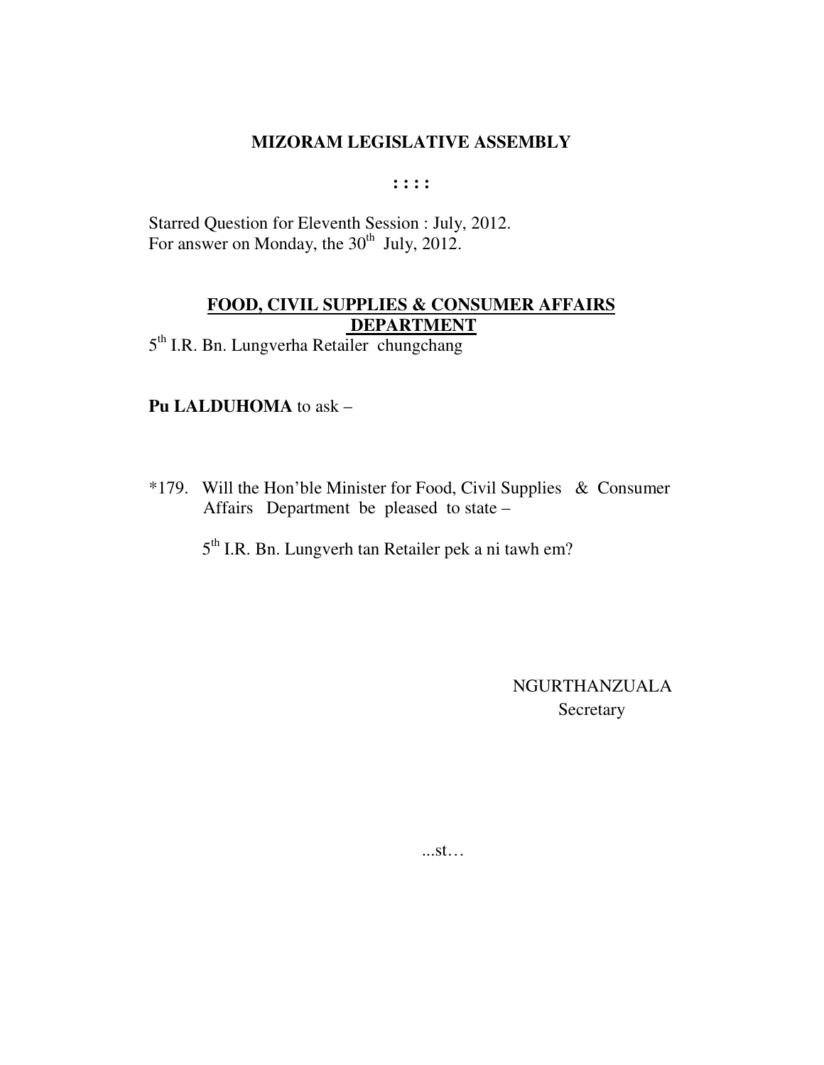**MIZORAM LEGISLATIVE ASSEMBLY**

**: : : :**

Starred Question for Eleventh Session : July, 2012.
For answer on Monday, the 30th July, 2012.

**FOOD, CIVIL SUPPLIES & CONSUMER AFFAIRS DEPARTMENT**

5th I.R. Bn. Lungverha Retailer chungchang

**Pu LALDUHOMA** to ask –

*179. Will the Hon'ble Minister for Food, Civil Supplies & Consumer Affairs Department be pleased to state –

5th I.R. Bn. Lungverh tan Retailer pek a ni tawh em?

NGURTHANZUALA
Secretary

...st…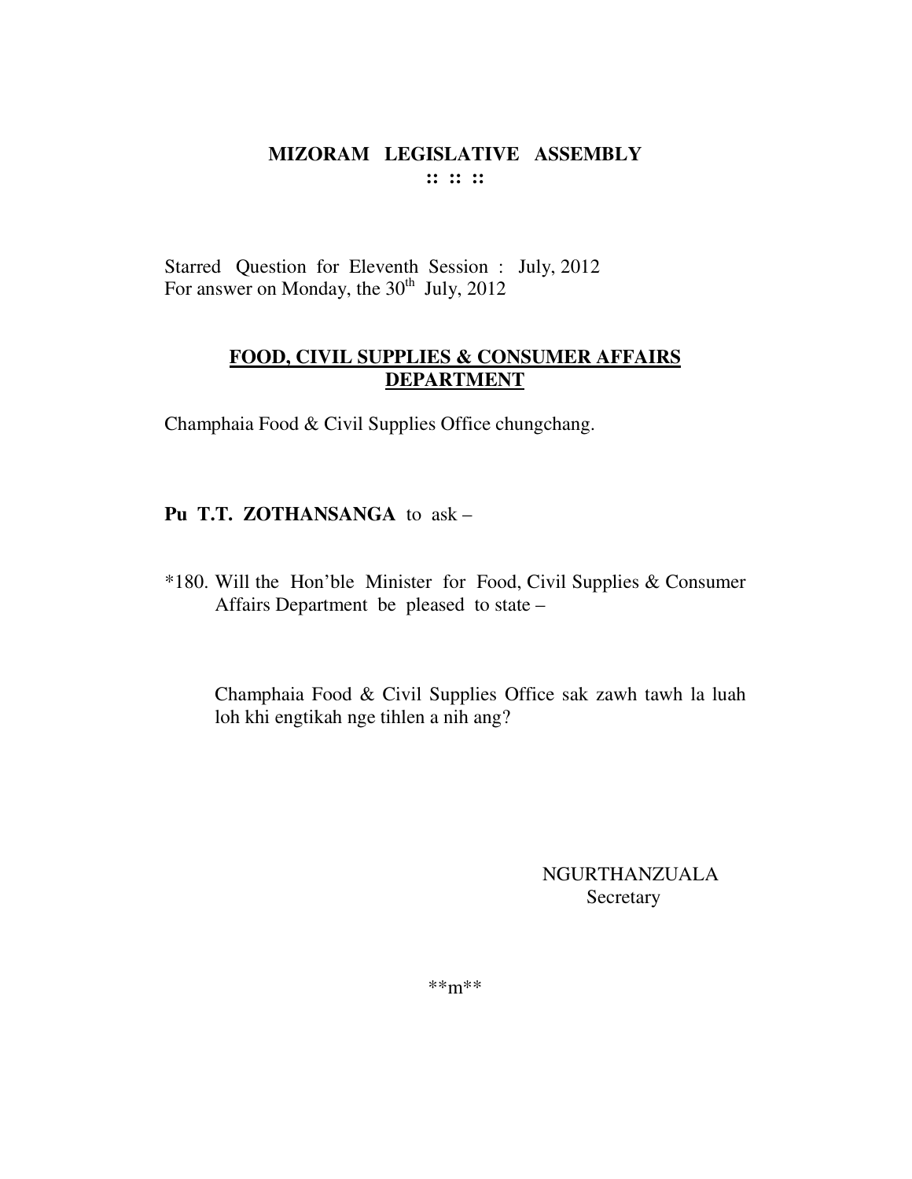# MIZORAM LEGISLATIVE ASSEMBLY

**:: :: ::**

Starred Question for Eleventh Session : July, 2012
For answer on Monday, the 30th July, 2012

## FOOD, CIVIL SUPPLIES & CONSUMER AFFAIRS DEPARTMENT

Champhaia Food & Civil Supplies Office chungchang.

**Pu T.T. ZOTHANSANGA** to ask –

*180. Will the Hon'ble Minister for Food, Civil Supplies & Consumer Affairs Department be pleased to state –

Champhaia Food & Civil Supplies Office sak zawh tawh la luah loh khi engtikah nge tihlen a nih ang?

NGURTHANZUALA
Secretary

**m**